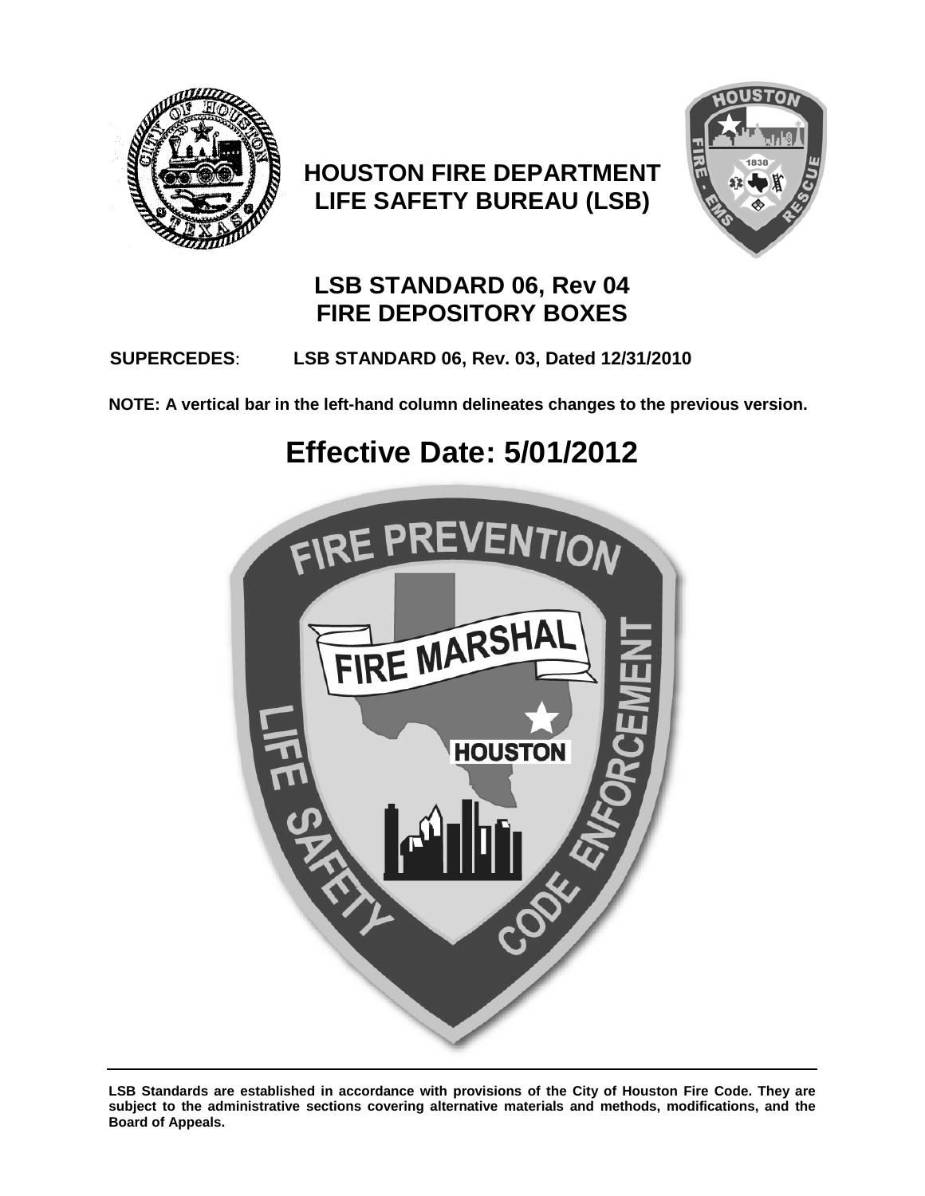# HOUSTON FIRE DEPARTMENT
# LIFE SAFETY BUREAU (LSB)

## LSB STANDARD 06, Rev 04
## FIRE DEPOSITORY BOXES

**SUPERCEDES**: **LSB STANDARD 06, Rev. 03, Dated 12/31/2010**

**NOTE: A vertical bar in the left-hand column delineates changes to the previous version.**

# Effective Date: 5/01/2012

**LSB Standards are established in accordance with provisions of the City of Houston Fire Code. They are subject to the administrative sections covering alternative materials and methods, modifications, and the Board of Appeals.**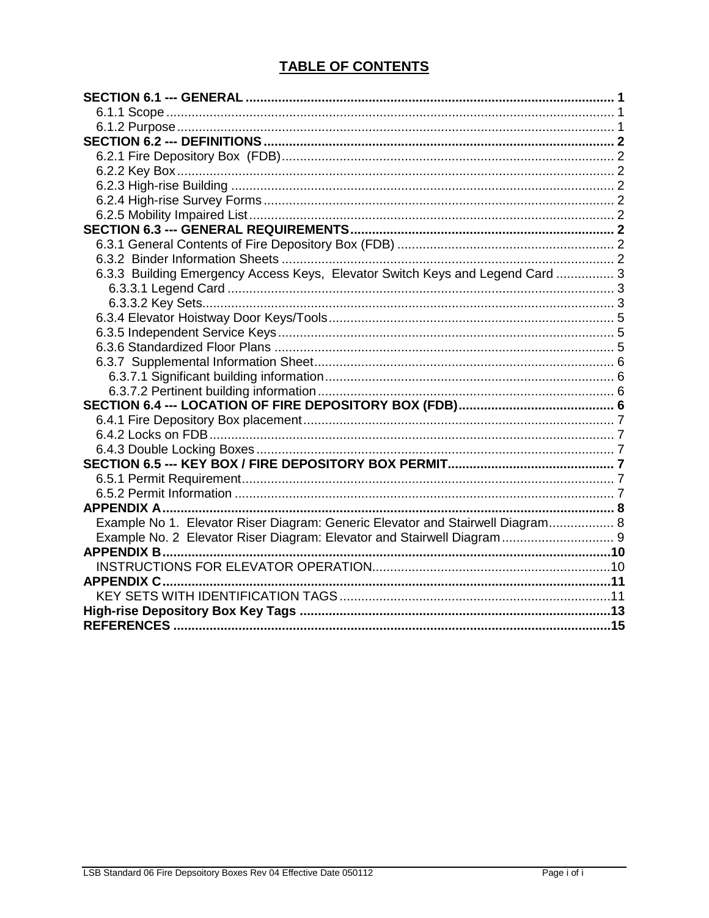# TABLE OF CONTENTS

**SECTION 6.1 --- GENERAL** ..................................................................................................... **1**
- 6.1.1 Scope ........................................................................................................................... 1
- 6.1.2 Purpose ........................................................................................................................ 1

**SECTION 6.2 --- DEFINITIONS** ................................................................................................ **2**
- 6.2.1 Fire Depository Box (FDB) ............................................................................................ 2
- 6.2.2 Key Box ........................................................................................................................ 2
- 6.2.3 High-rise Building .......................................................................................................... 2
- 6.2.4 High-rise Survey Forms ................................................................................................. 2
- 6.2.5 Mobility Impaired List .................................................................................................... 2

**SECTION 6.3 --- GENERAL REQUIREMENTS** ......................................................................... **2**
- 6.3.1 General Contents of Fire Depository Box (FDB) ............................................................ 2
- 6.3.2 Binder Information Sheets ............................................................................................ 2
- 6.3.3 Building Emergency Access Keys, Elevator Switch Keys and Legend Card ................ 3
  - 6.3.3.1 Legend Card .......................................................................................................... 3
  - 6.3.3.2 Key Sets ................................................................................................................. 3
- 6.3.4 Elevator Hoistway Door Keys/Tools ............................................................................... 5
- 6.3.5 Independent Service Keys ............................................................................................ 5
- 6.3.6 Standardized Floor Plans .............................................................................................. 5
- 6.3.7 Supplemental Information Sheet ................................................................................... 6
  - 6.3.7.1 Significant building information ................................................................................ 6
  - 6.3.7.2 Pertinent building information ................................................................................. 6

**SECTION 6.4 --- LOCATION OF FIRE DEPOSITORY BOX (FDB)** ........................................... **6**
- 6.4.1 Fire Depository Box placement ..................................................................................... 7
- 6.4.2 Locks on FDB ............................................................................................................... 7
- 6.4.3 Double Locking Boxes .................................................................................................. 7

**SECTION 6.5 --- KEY BOX / FIRE DEPOSITORY BOX PERMIT** .............................................. **7**
- 6.5.1 Permit Requirement ...................................................................................................... 7
- 6.5.2 Permit Information ........................................................................................................ 7

**APPENDIX A** ............................................................................................................................ **8**
- Example No 1. Elevator Riser Diagram: Generic Elevator and Stairwell Diagram ................. 8
- Example No. 2 Elevator Riser Diagram: Elevator and Stairwell Diagram ............................... 9

**APPENDIX B** ............................................................................................................................ **10**
- INSTRUCTIONS FOR ELEVATOR OPERATION ................................................................. 10

**APPENDIX C** ............................................................................................................................ **11**
- KEY SETS WITH IDENTIFICATION TAGS ........................................................................... 11

**High-rise Depository Box Key Tags** ....................................................................................... **13**

**REFERENCES** ......................................................................................................................... **15**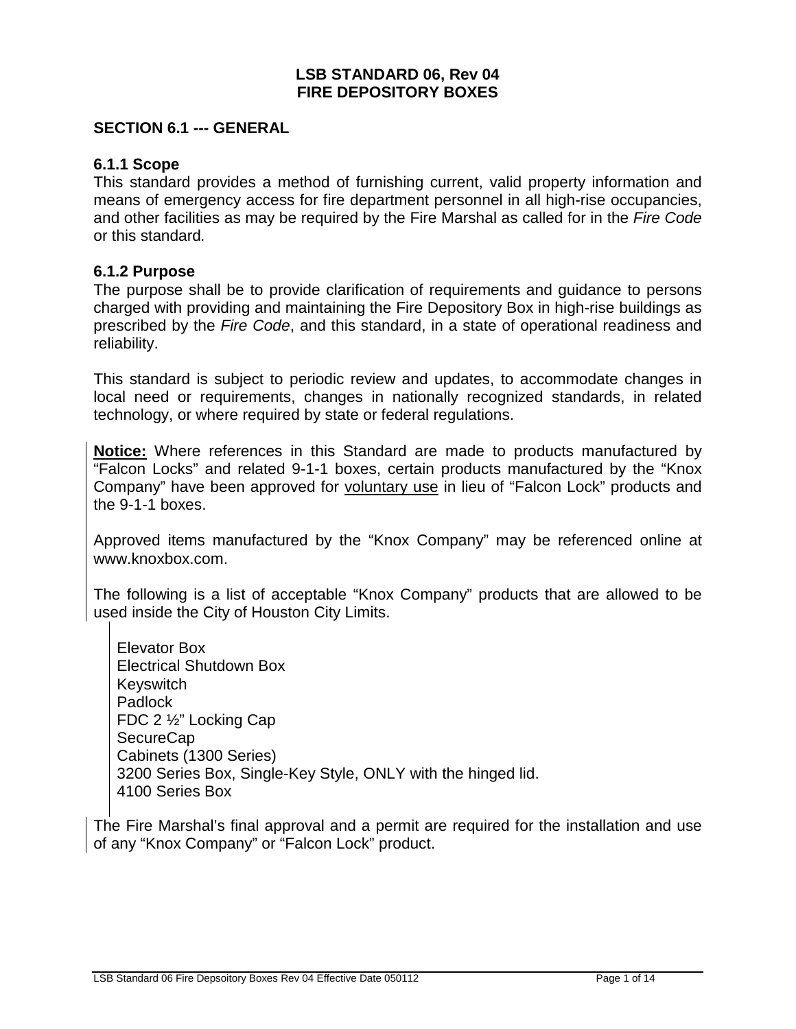**LSB STANDARD 06, Rev 04**
**FIRE DEPOSITORY BOXES**

## SECTION 6.1 --- GENERAL

### 6.1.1 Scope

This standard provides a method of furnishing current, valid property information and means of emergency access for fire department personnel in all high-rise occupancies, and other facilities as may be required by the Fire Marshal as called for in the *Fire Code* or this standard*.*

### 6.1.2 Purpose

The purpose shall be to provide clarification of requirements and guidance to persons charged with providing and maintaining the Fire Depository Box in high-rise buildings as prescribed by the *Fire Code*, and this standard, in a state of operational readiness and reliability.

This standard is subject to periodic review and updates, to accommodate changes in local need or requirements, changes in nationally recognized standards, in related technology, or where required by state or federal regulations.

**Notice:** Where references in this Standard are made to products manufactured by "Falcon Locks" and related 9-1-1 boxes, certain products manufactured by the "Knox Company" have been approved for voluntary use in lieu of "Falcon Lock" products and the 9-1-1 boxes.

Approved items manufactured by the "Knox Company" may be referenced online at www.knoxbox.com.

The following is a list of acceptable "Knox Company" products that are allowed to be used inside the City of Houston City Limits.

Elevator Box
Electrical Shutdown Box
Keyswitch
Padlock
FDC 2 ½" Locking Cap
SecureCap
Cabinets (1300 Series)
3200 Series Box, Single-Key Style, ONLY with the hinged lid.
4100 Series Box

The Fire Marshal's final approval and a permit are required for the installation and use of any "Knox Company" or "Falcon Lock" product.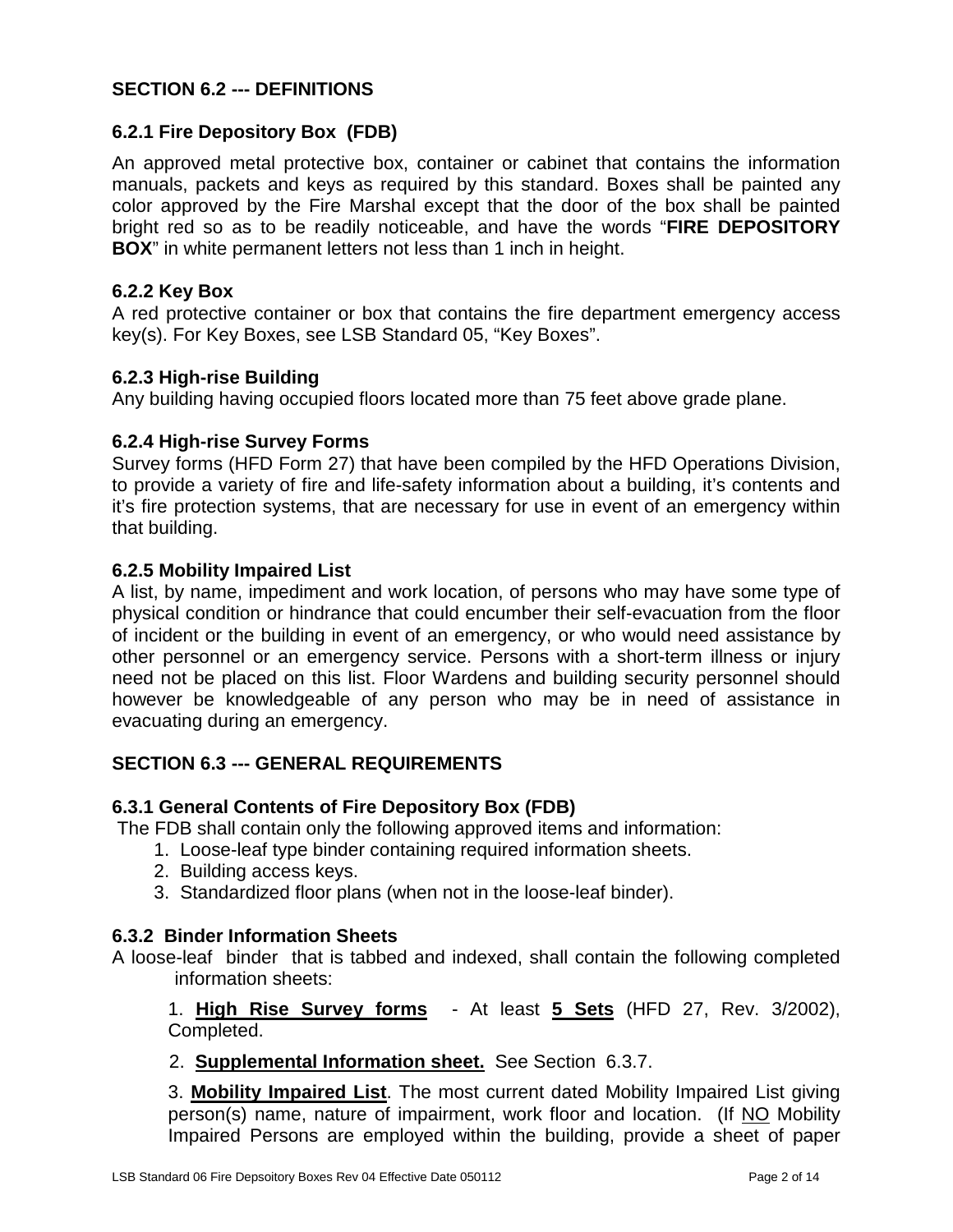## SECTION 6.2 --- DEFINITIONS

### 6.2.1 Fire Depository Box (FDB)

An approved metal protective box, container or cabinet that contains the information manuals, packets and keys as required by this standard. Boxes shall be painted any color approved by the Fire Marshal except that the door of the box shall be painted bright red so as to be readily noticeable, and have the words "**FIRE DEPOSITORY BOX**" in white permanent letters not less than 1 inch in height.

### 6.2.2 Key Box

A red protective container or box that contains the fire department emergency access key(s). For Key Boxes, see LSB Standard 05, "Key Boxes".

### 6.2.3 High-rise Building

Any building having occupied floors located more than 75 feet above grade plane.

### 6.2.4 High-rise Survey Forms

Survey forms (HFD Form 27) that have been compiled by the HFD Operations Division, to provide a variety of fire and life-safety information about a building, it's contents and it's fire protection systems, that are necessary for use in event of an emergency within that building.

### 6.2.5 Mobility Impaired List

A list, by name, impediment and work location, of persons who may have some type of physical condition or hindrance that could encumber their self-evacuation from the floor of incident or the building in event of an emergency, or who would need assistance by other personnel or an emergency service. Persons with a short-term illness or injury need not be placed on this list. Floor Wardens and building security personnel should however be knowledgeable of any person who may be in need of assistance in evacuating during an emergency.

## SECTION 6.3 --- GENERAL REQUIREMENTS

### 6.3.1 General Contents of Fire Depository Box (FDB)

The FDB shall contain only the following approved items and information:

1. Loose-leaf type binder containing required information sheets.
2. Building access keys.
3. Standardized floor plans (when not in the loose-leaf binder).

### 6.3.2 Binder Information Sheets

A loose-leaf binder that is tabbed and indexed, shall contain the following completed information sheets:

1. **<u>High Rise Survey forms</u>** - At least **<u>5 Sets</u>** (HFD 27, Rev. 3/2002), Completed.

2. **<u>Supplemental Information sheet.</u>** See Section 6.3.7.

3. **<u>Mobility Impaired List</u>**. The most current dated Mobility Impaired List giving person(s) name, nature of impairment, work floor and location. (If <u>NO</u> Mobility Impaired Persons are employed within the building, provide a sheet of paper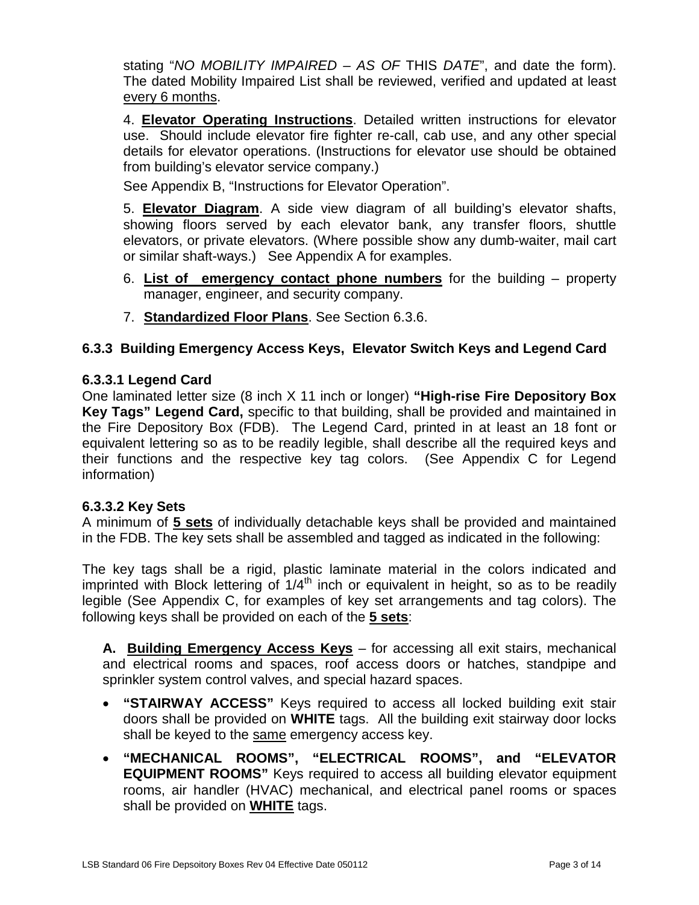stating "*NO MOBILITY IMPAIRED – AS OF* THIS *DATE*", and date the form). The dated Mobility Impaired List shall be reviewed, verified and updated at least every 6 months.

4. **Elevator Operating Instructions**. Detailed written instructions for elevator use. Should include elevator fire fighter re-call, cab use, and any other special details for elevator operations. (Instructions for elevator use should be obtained from building's elevator service company.)

See Appendix B, "Instructions for Elevator Operation".

5. **Elevator Diagram**. A side view diagram of all building's elevator shafts, showing floors served by each elevator bank, any transfer floors, shuttle elevators, or private elevators. (Where possible show any dumb-waiter, mail cart or similar shaft-ways.) See Appendix A for examples.

6. **List of emergency contact phone numbers** for the building – property manager, engineer, and security company.
7. **Standardized Floor Plans**. See Section 6.3.6.

### 6.3.3 Building Emergency Access Keys, Elevator Switch Keys and Legend Card

#### 6.3.3.1 Legend Card

One laminated letter size (8 inch X 11 inch or longer) **"High-rise Fire Depository Box Key Tags" Legend Card,** specific to that building, shall be provided and maintained in the Fire Depository Box (FDB). The Legend Card, printed in at least an 18 font or equivalent lettering so as to be readily legible, shall describe all the required keys and their functions and the respective key tag colors. (See Appendix C for Legend information)

#### 6.3.3.2 Key Sets

A minimum of **5 sets** of individually detachable keys shall be provided and maintained in the FDB. The key sets shall be assembled and tagged as indicated in the following:

The key tags shall be a rigid, plastic laminate material in the colors indicated and imprinted with Block lettering of 1/4th inch or equivalent in height, so as to be readily legible (See Appendix C, for examples of key set arrangements and tag colors). The following keys shall be provided on each of the **5 sets**:

**A. Building Emergency Access Keys** – for accessing all exit stairs, mechanical and electrical rooms and spaces, roof access doors or hatches, standpipe and sprinkler system control valves, and special hazard spaces.

- **"STAIRWAY ACCESS"** Keys required to access all locked building exit stair doors shall be provided on **WHITE** tags. All the building exit stairway door locks shall be keyed to the same emergency access key.
- **"MECHANICAL ROOMS", "ELECTRICAL ROOMS", and "ELEVATOR EQUIPMENT ROOMS"** Keys required to access all building elevator equipment rooms, air handler (HVAC) mechanical, and electrical panel rooms or spaces shall be provided on **WHITE** tags.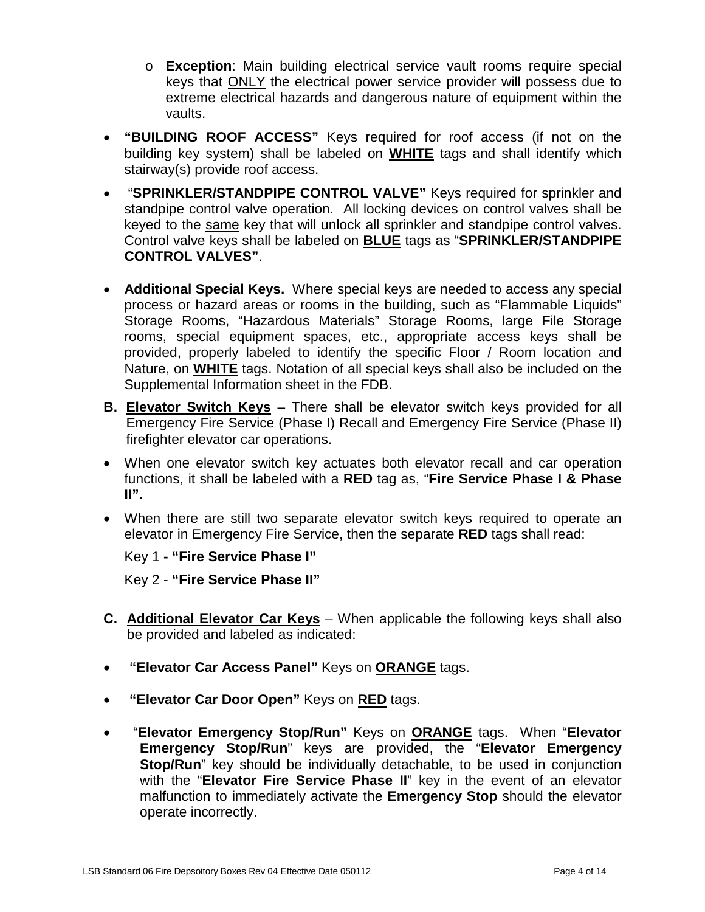- **Exception**: Main building electrical service vault rooms require special keys that ONLY the electrical power service provider will possess due to extreme electrical hazards and dangerous nature of equipment within the vaults.

- **"BUILDING ROOF ACCESS"** Keys required for roof access (if not on the building key system) shall be labeled on **WHITE** tags and shall identify which stairway(s) provide roof access.

- "**SPRINKLER/STANDPIPE CONTROL VALVE"** Keys required for sprinkler and standpipe control valve operation. All locking devices on control valves shall be keyed to the same key that will unlock all sprinkler and standpipe control valves. Control valve keys shall be labeled on **BLUE** tags as "**SPRINKLER/STANDPIPE CONTROL VALVES"**.

- **Additional Special Keys.** Where special keys are needed to access any special process or hazard areas or rooms in the building, such as "Flammable Liquids" Storage Rooms, "Hazardous Materials" Storage Rooms, large File Storage rooms, special equipment spaces, etc., appropriate access keys shall be provided, properly labeled to identify the specific Floor / Room location and Nature, on **WHITE** tags. Notation of all special keys shall also be included on the Supplemental Information sheet in the FDB.

**B. Elevator Switch Keys** – There shall be elevator switch keys provided for all Emergency Fire Service (Phase I) Recall and Emergency Fire Service (Phase II) firefighter elevator car operations.

- When one elevator switch key actuates both elevator recall and car operation functions, it shall be labeled with a **RED** tag as, "**Fire Service Phase I & Phase II".**

- When there are still two separate elevator switch keys required to operate an elevator in Emergency Fire Service, then the separate **RED** tags shall read:

  Key 1 **- "Fire Service Phase I"**

  Key 2 - **"Fire Service Phase II"**

**C. Additional Elevator Car Keys** – When applicable the following keys shall also be provided and labeled as indicated:

- **"Elevator Car Access Panel"** Keys on **ORANGE** tags.

- **"Elevator Car Door Open"** Keys on **RED** tags.

- "**Elevator Emergency Stop/Run"** Keys on **ORANGE** tags. When "**Elevator Emergency Stop/Run**" keys are provided, the "**Elevator Emergency Stop/Run**" key should be individually detachable, to be used in conjunction with the "**Elevator Fire Service Phase II**" key in the event of an elevator malfunction to immediately activate the **Emergency Stop** should the elevator operate incorrectly.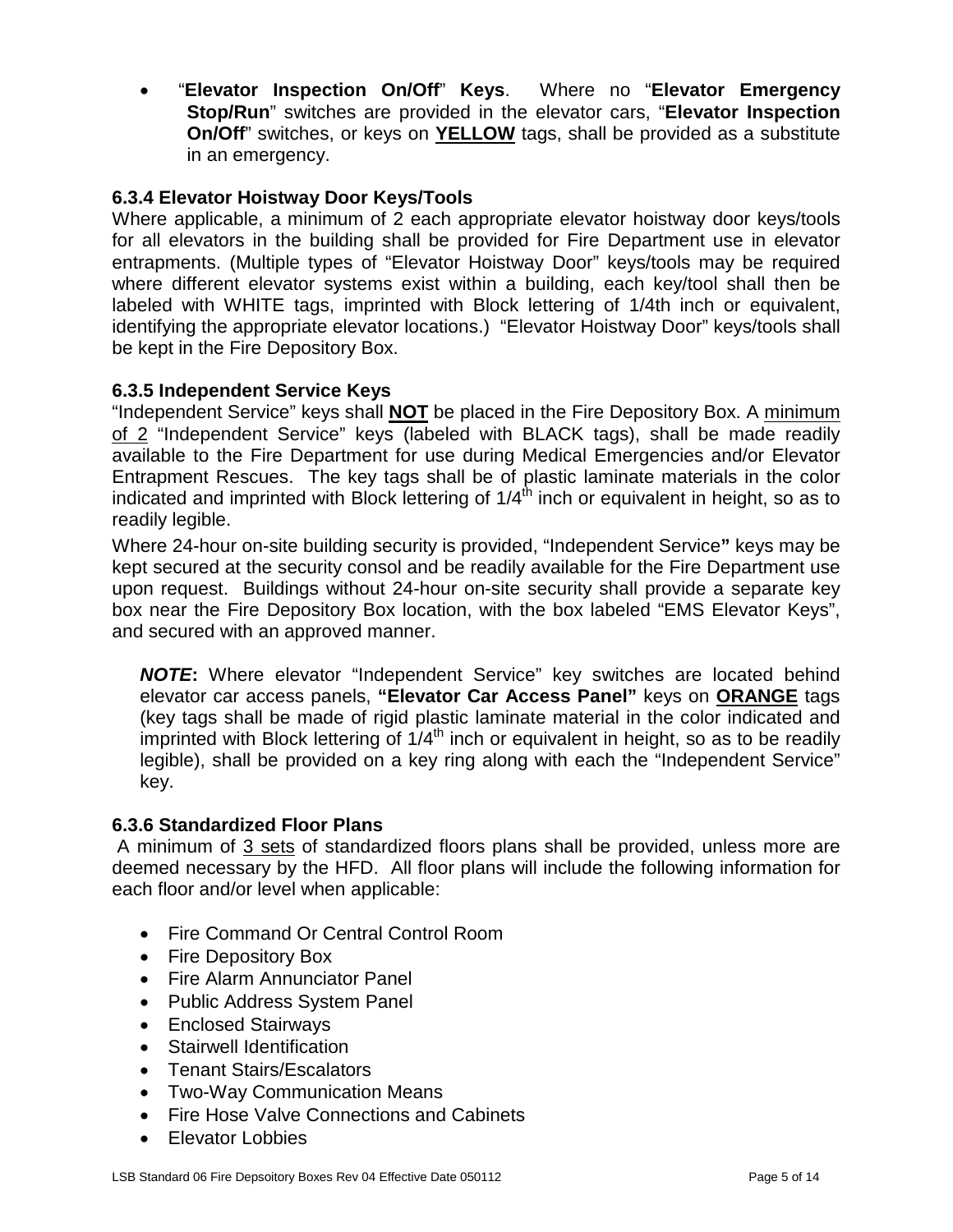- "**Elevator Inspection On/Off**" **Keys**. Where no "**Elevator Emergency Stop/Run**" switches are provided in the elevator cars, "**Elevator Inspection On/Off**" switches, or keys on **YELLOW** tags, shall be provided as a substitute in an emergency.

### 6.3.4 Elevator Hoistway Door Keys/Tools

Where applicable, a minimum of 2 each appropriate elevator hoistway door keys/tools for all elevators in the building shall be provided for Fire Department use in elevator entrapments. (Multiple types of "Elevator Hoistway Door" keys/tools may be required where different elevator systems exist within a building, each key/tool shall then be labeled with WHITE tags, imprinted with Block lettering of 1/4th inch or equivalent, identifying the appropriate elevator locations.) "Elevator Hoistway Door" keys/tools shall be kept in the Fire Depository Box.

### 6.3.5 Independent Service Keys

"Independent Service" keys shall **NOT** be placed in the Fire Depository Box. A minimum of 2 "Independent Service" keys (labeled with BLACK tags), shall be made readily available to the Fire Department for use during Medical Emergencies and/or Elevator Entrapment Rescues. The key tags shall be of plastic laminate materials in the color indicated and imprinted with Block lettering of 1/4th inch or equivalent in height, so as to readily legible.

Where 24-hour on-site building security is provided, "Independent Service**"** keys may be kept secured at the security consol and be readily available for the Fire Department use upon request. Buildings without 24-hour on-site security shall provide a separate key box near the Fire Depository Box location, with the box labeled "EMS Elevator Keys", and secured with an approved manner.

> ***NOTE*:** Where elevator "Independent Service" key switches are located behind elevator car access panels, **"Elevator Car Access Panel"** keys on **ORANGE** tags (key tags shall be made of rigid plastic laminate material in the color indicated and imprinted with Block lettering of 1/4th inch or equivalent in height, so as to be readily legible), shall be provided on a key ring along with each the "Independent Service" key.

### 6.3.6 Standardized Floor Plans

A minimum of 3 sets of standardized floors plans shall be provided, unless more are deemed necessary by the HFD. All floor plans will include the following information for each floor and/or level when applicable:

- Fire Command Or Central Control Room
- Fire Depository Box
- Fire Alarm Annunciator Panel
- Public Address System Panel
- Enclosed Stairways
- Stairwell Identification
- Tenant Stairs/Escalators
- Two-Way Communication Means
- Fire Hose Valve Connections and Cabinets
- Elevator Lobbies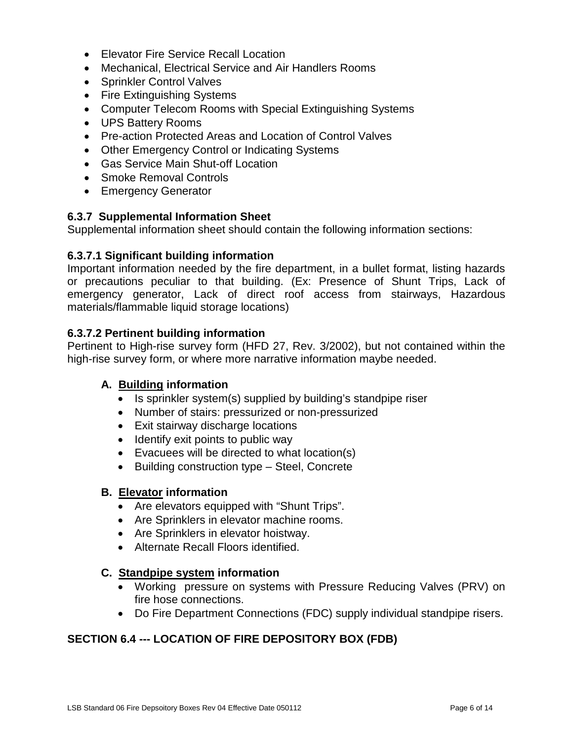- Elevator Fire Service Recall Location
- Mechanical, Electrical Service and Air Handlers Rooms
- Sprinkler Control Valves
- Fire Extinguishing Systems
- Computer Telecom Rooms with Special Extinguishing Systems
- UPS Battery Rooms
- Pre-action Protected Areas and Location of Control Valves
- Other Emergency Control or Indicating Systems
- Gas Service Main Shut-off Location
- Smoke Removal Controls
- Emergency Generator

### 6.3.7 Supplemental Information Sheet

Supplemental information sheet should contain the following information sections:

#### 6.3.7.1 Significant building information

Important information needed by the fire department, in a bullet format, listing hazards or precautions peculiar to that building. (Ex: Presence of Shunt Trips, Lack of emergency generator, Lack of direct roof access from stairways, Hazardous materials/flammable liquid storage locations)

#### 6.3.7.2 Pertinent building information

Pertinent to High-rise survey form (HFD 27, Rev. 3/2002), but not contained within the high-rise survey form, or where more narrative information maybe needed.

**A. Building information**

- Is sprinkler system(s) supplied by building's standpipe riser
- Number of stairs: pressurized or non-pressurized
- Exit stairway discharge locations
- Identify exit points to public way
- Evacuees will be directed to what location(s)
- Building construction type – Steel, Concrete

**B. Elevator information**

- Are elevators equipped with "Shunt Trips".
- Are Sprinklers in elevator machine rooms.
- Are Sprinklers in elevator hoistway.
- Alternate Recall Floors identified.

**C. Standpipe system information**

- Working pressure on systems with Pressure Reducing Valves (PRV) on fire hose connections.
- Do Fire Department Connections (FDC) supply individual standpipe risers.

## SECTION 6.4 --- LOCATION OF FIRE DEPOSITORY BOX (FDB)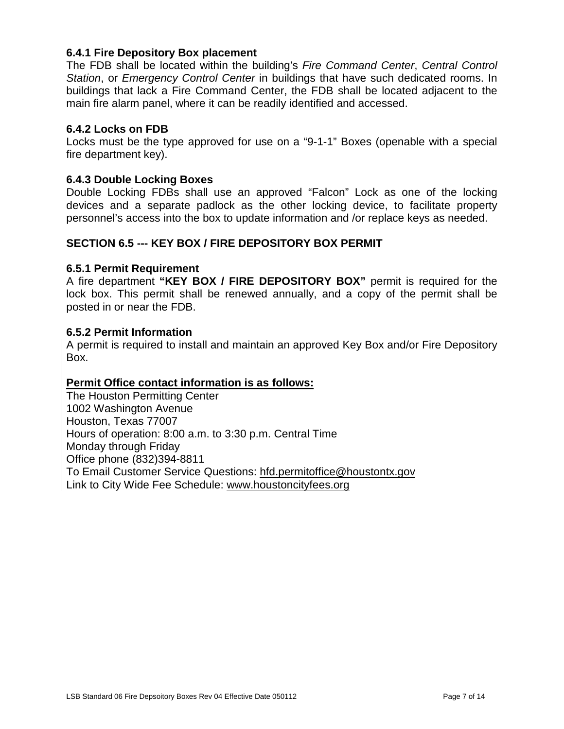### 6.4.1 Fire Depository Box placement

The FDB shall be located within the building's *Fire Command Center*, *Central Control Station*, or *Emergency Control Center* in buildings that have such dedicated rooms. In buildings that lack a Fire Command Center, the FDB shall be located adjacent to the main fire alarm panel, where it can be readily identified and accessed.

### 6.4.2 Locks on FDB

Locks must be the type approved for use on a "9-1-1" Boxes (openable with a special fire department key).

### 6.4.3 Double Locking Boxes

Double Locking FDBs shall use an approved "Falcon" Lock as one of the locking devices and a separate padlock as the other locking device, to facilitate property personnel's access into the box to update information and /or replace keys as needed.

## SECTION 6.5 --- KEY BOX / FIRE DEPOSITORY BOX PERMIT

### 6.5.1 Permit Requirement

A fire department **"KEY BOX / FIRE DEPOSITORY BOX"** permit is required for the lock box. This permit shall be renewed annually, and a copy of the permit shall be posted in or near the FDB.

### 6.5.2 Permit Information

A permit is required to install and maintain an approved Key Box and/or Fire Depository Box.

**<u>Permit Office contact information is as follows:</u>**

The Houston Permitting Center
1002 Washington Avenue
Houston, Texas 77007
Hours of operation: 8:00 a.m. to 3:30 p.m. Central Time
Monday through Friday
Office phone (832)394-8811
To Email Customer Service Questions: hfd.permitoffice@houstontx.gov
Link to City Wide Fee Schedule: www.houstoncityfees.org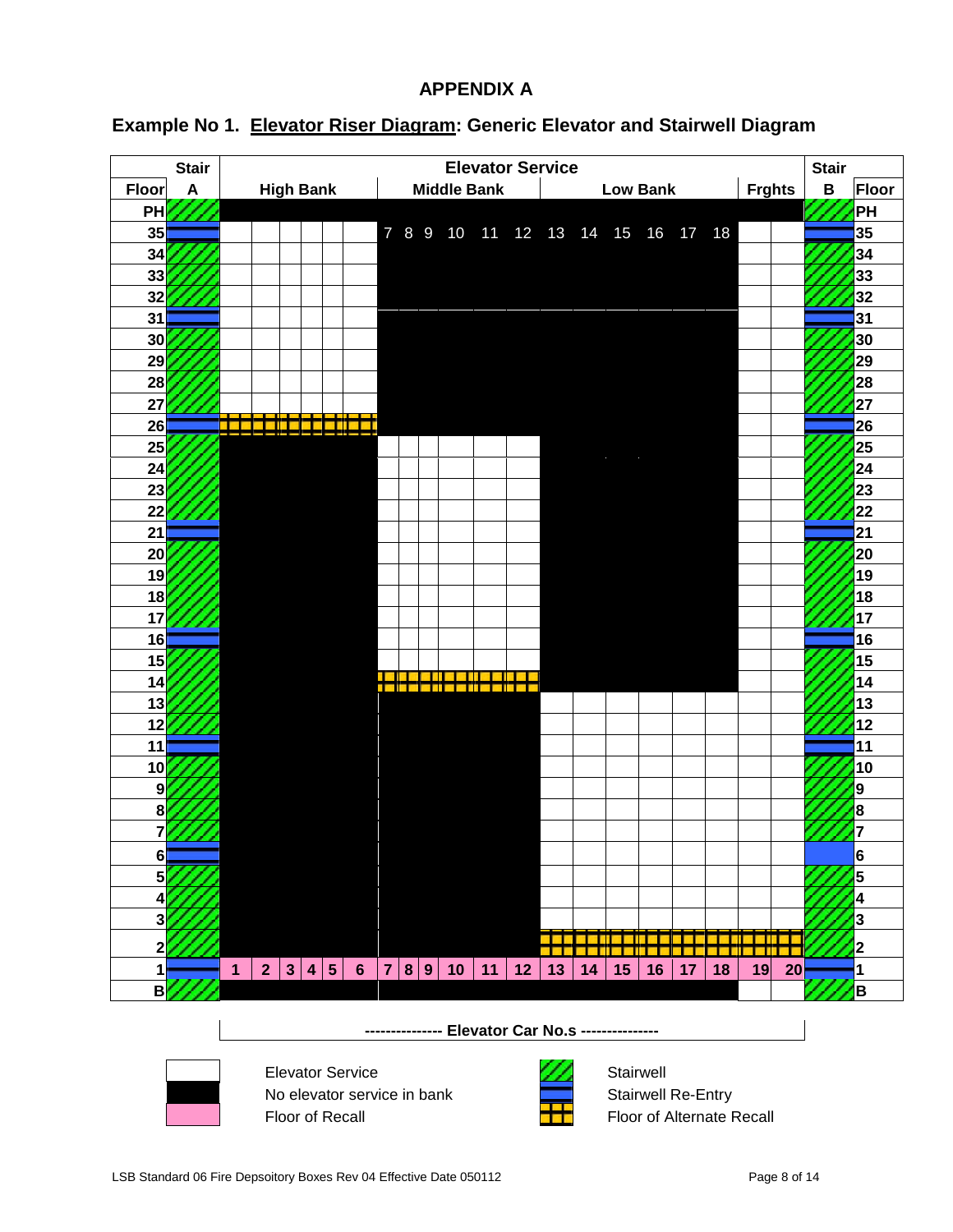## APPENDIX A

### Example No 1. Elevator Riser Diagram: Generic Elevator and Stairwell Diagram

| Floor | Stair A | High Bank | | | | | | Middle Bank | | | | | | Low Bank | | | | | | Frghts | | Stair B | Floor |
|---|---|---|---|---|---|---|---|---|---|---|---|---|---|---|---|---|---|---|---|---|---|---|---|
| PH | Stairwell | | | | | | | | | | | | | | | | | | | | | Stairwell | PH |
| 35 | Re-Entry | Service | Service | Service | Service | Service | Service | 7 | 8 | 9 | 10 | 11 | 12 | 13 | 14 | 15 | 16 | 17 | 18 | Service | Service | Re-Entry | 35 |
| 34 | Stairwell | Service | Service | Service | Service | Service | Service | | | | | | | | | | | | | Service | Service | Stairwell | 34 |
| 33 | Stairwell | Service | Service | Service | Service | Service | Service | | | | | | | | | | | | | Service | Service | Stairwell | 33 |
| 32 | Stairwell | Service | Service | Service | Service | Service | Service | | | | | | | | | | | | | Service | Service | Stairwell | 32 |
| 31 | Re-Entry | Service | Service | Service | Service | Service | Service | | | | | | | | | | | | | Service | Service | Re-Entry | 31 |
| 30 | Stairwell | Service | Service | Service | Service | Service | Service | | | | | | | | | | | | | Service | Service | Stairwell | 30 |
| 29 | Stairwell | Service | Service | Service | Service | Service | Service | | | | | | | | | | | | | Service | Service | Stairwell | 29 |
| 28 | Stairwell | Service | Service | Service | Service | Service | Service | | | | | | | | | | | | | Service | Service | Stairwell | 28 |
| 27 | Stairwell | Service | Service | Service | Service | Service | Service | | | | | | | | | | | | | Service | Service | Stairwell | 27 |
| 26 | Re-Entry | Alt. Recall | Alt. Recall | Alt. Recall | Alt. Recall | Alt. Recall | Alt. Recall | | | | | | | | | | | | | Service | Service | Re-Entry | 26 |
| 25 | Stairwell | | | | | | | Service | Service | Service | Service | Service | Service | | | | | | | Service | Service | Stairwell | 25 |
| 24 | Stairwell | | | | | | | Service | Service | Service | Service | Service | Service | | | | | | | Service | Service | Stairwell | 24 |
| 23 | Stairwell | | | | | | | Service | Service | Service | Service | Service | Service | | | | | | | Service | Service | Stairwell | 23 |
| 22 | Stairwell | | | | | | | Service | Service | Service | Service | Service | Service | | | | | | | Service | Service | Stairwell | 22 |
| 21 | Re-Entry | | | | | | | Service | Service | Service | Service | Service | Service | | | | | | | Service | Service | Re-Entry | 21 |
| 20 | Stairwell | | | | | | | Service | Service | Service | Service | Service | Service | | | | | | | Service | Service | Stairwell | 20 |
| 19 | Stairwell | | | | | | | Service | Service | Service | Service | Service | Service | | | | | | | Service | Service | Stairwell | 19 |
| 18 | Stairwell | | | | | | | Service | Service | Service | Service | Service | Service | | | | | | | Service | Service | Stairwell | 18 |
| 17 | Stairwell | | | | | | | Service | Service | Service | Service | Service | Service | | | | | | | Service | Service | Stairwell | 17 |
| 16 | Re-Entry | | | | | | | Service | Service | Service | Service | Service | Service | | | | | | | Service | Service | Re-Entry | 16 |
| 15 | Stairwell | | | | | | | Service | Service | Service | Service | Service | Service | | | | | | | Service | Service | Stairwell | 15 |
| 14 | Stairwell | | | | | | | Alt. Recall | Alt. Recall | Alt. Recall | Alt. Recall | Alt. Recall | Alt. Recall | | | | | | | Service | Service | Stairwell | 14 |
| 13 | Stairwell | | | | | | | | | | | | | Service | Service | Service | Service | Service | Service | Service | Service | Stairwell | 13 |
| 12 | Stairwell | | | | | | | | | | | | | Service | Service | Service | Service | Service | Service | Service | Service | Stairwell | 12 |
| 11 | Re-Entry | | | | | | | | | | | | | Service | Service | Service | Service | Service | Service | Service | Service | Re-Entry | 11 |
| 10 | Stairwell | | | | | | | | | | | | | Service | Service | Service | Service | Service | Service | Service | Service | Stairwell | 10 |
| 9 | Stairwell | | | | | | | | | | | | | Service | Service | Service | Service | Service | Service | Service | Service | Stairwell | 9 |
| 8 | Stairwell | | | | | | | | | | | | | Service | Service | Service | Service | Service | Service | Service | Service | Stairwell | 8 |
| 7 | Stairwell | | | | | | | | | | | | | Service | Service | Service | Service | Service | Service | Service | Service | Stairwell | 7 |
| 6 | Re-Entry | | | | | | | | | | | | | Service | Service | Service | Service | Service | Service | Service | Service | Re-Entry | 6 |
| 5 | Stairwell | | | | | | | | | | | | | Service | Service | Service | Service | Service | Service | Service | Service | Stairwell | 5 |
| 4 | Stairwell | | | | | | | | | | | | | Service | Service | Service | Service | Service | Service | Service | Service | Stairwell | 4 |
| 3 | Stairwell | | | | | | | | | | | | | Service | Service | Service | Service | Service | Service | Service | Service | Stairwell | 3 |
| 2 | Stairwell | | | | | | | | | | | | | Alt. Recall | Alt. Recall | Alt. Recall | Alt. Recall | Alt. Recall | Alt. Recall | Alt. Recall | Alt. Recall | Stairwell | 2 |
| 1 | Re-Entry | 1 | 2 | 3 | 4 | 5 | 6 | 7 | 8 | 9 | 10 | 11 | 12 | 13 | 14 | 15 | 16 | 17 | 18 | 19 | 20 | Re-Entry | 1 |
| B | Stairwell | | | | | | | | | | | | | | | | | | | Service | Service | Stairwell | B |

--------------- Elevator Car No.s ---------------

Legend:

- Elevator Service (white)
- No elevator service in bank (black; shown as empty cells above)
- Floor of Recall (pink; floor 1 car numbers)
- Stairwell
- Stairwell Re-Entry
- Floor of Alternate Recall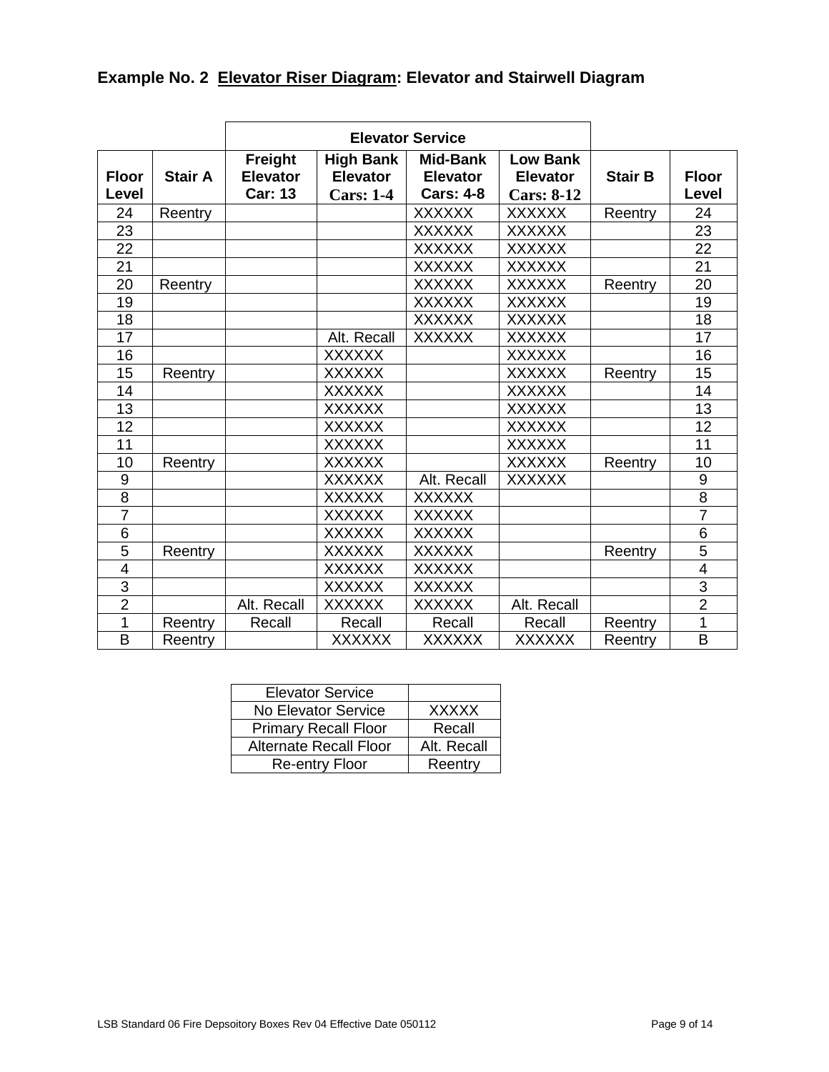**Example No. 2 Elevator Riser Diagram: Elevator and Stairwell Diagram**

| | | Elevator Service | | | | | |
|---|---|---|---|---|---|---|---|
| **Floor Level** | **Stair A** | **Freight Elevator Car: 13** | **High Bank Elevator Cars: 1-4** | **Mid-Bank Elevator Cars: 4-8** | **Low Bank Elevator Cars: 8-12** | **Stair B** | **Floor Level** |
| 24 | Reentry | | | XXXXXX | XXXXXX | Reentry | 24 |
| 23 | | | | XXXXXX | XXXXXX | | 23 |
| 22 | | | | XXXXXX | XXXXXX | | 22 |
| 21 | | | | XXXXXX | XXXXXX | | 21 |
| 20 | Reentry | | | XXXXXX | XXXXXX | Reentry | 20 |
| 19 | | | | XXXXXX | XXXXXX | | 19 |
| 18 | | | | XXXXXX | XXXXXX | | 18 |
| 17 | | | Alt. Recall | XXXXXX | XXXXXX | | 17 |
| 16 | | | XXXXXX | | XXXXXX | | 16 |
| 15 | Reentry | | XXXXXX | | XXXXXX | Reentry | 15 |
| 14 | | | XXXXXX | | XXXXXX | | 14 |
| 13 | | | XXXXXX | | XXXXXX | | 13 |
| 12 | | | XXXXXX | | XXXXXX | | 12 |
| 11 | | | XXXXXX | | XXXXXX | | 11 |
| 10 | Reentry | | XXXXXX | | XXXXXX | Reentry | 10 |
| 9 | | | XXXXXX | Alt. Recall | XXXXXX | | 9 |
| 8 | | | XXXXXX | XXXXXX | | | 8 |
| 7 | | | XXXXXX | XXXXXX | | | 7 |
| 6 | | | XXXXXX | XXXXXX | | | 6 |
| 5 | Reentry | | XXXXXX | XXXXXX | | Reentry | 5 |
| 4 | | | XXXXXX | XXXXXX | | | 4 |
| 3 | | | XXXXXX | XXXXXX | | | 3 |
| 2 | | Alt. Recall | XXXXXX | XXXXXX | Alt. Recall | | 2 |
| 1 | Reentry | Recall | Recall | Recall | Recall | Reentry | 1 |
| B | Reentry | | XXXXXX | XXXXXX | XXXXXX | Reentry | B |

| Elevator Service | |
|---|---|
| No Elevator Service | XXXXX |
| Primary Recall Floor | Recall |
| Alternate Recall Floor | Alt. Recall |
| Re-entry Floor | Reentry |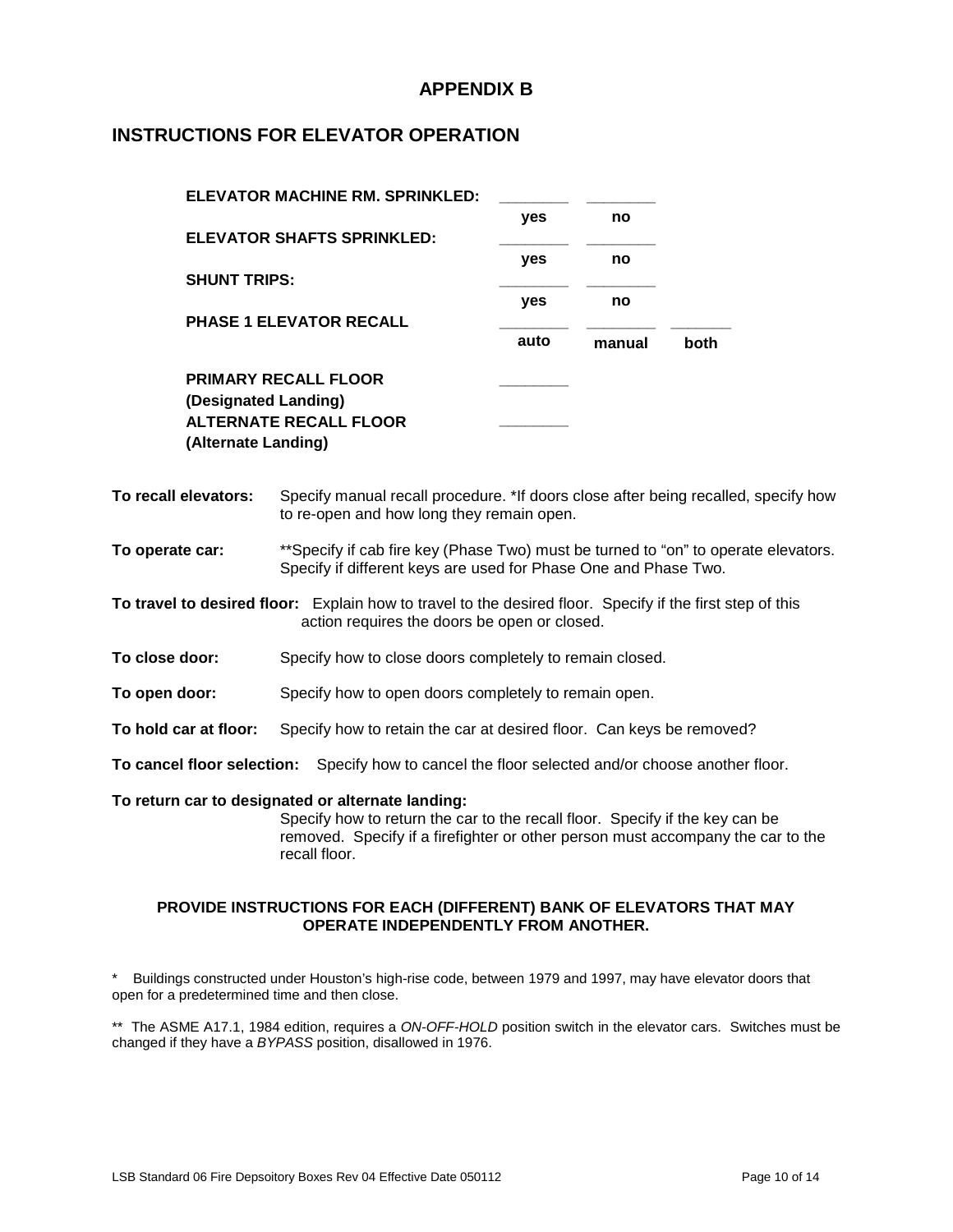# APPENDIX B

## INSTRUCTIONS FOR ELEVATOR OPERATION

| | | | |
|---|---|---|---|
| **ELEVATOR MACHINE RM. SPRINKLED:** | ________ **yes** | ________ **no** | |
| **ELEVATOR SHAFTS SPRINKLED:** | ________ **yes** | ________ **no** | |
| **SHUNT TRIPS:** | ________ **yes** | ________ **no** | |
| **PHASE 1 ELEVATOR RECALL** | ________ **auto** | ________ **manual** | ________ **both** |
| **PRIMARY RECALL FLOOR (Designated Landing)** | ________ | | |
| **ALTERNATE RECALL FLOOR (Alternate Landing)** | ________ | | |

**To recall elevators:** Specify manual recall procedure. *If doors close after being recalled, specify how to re-open and how long they remain open.

**To operate car:** **Specify if cab fire key (Phase Two) must be turned to "on" to operate elevators. Specify if different keys are used for Phase One and Phase Two.

**To travel to desired floor:** Explain how to travel to the desired floor. Specify if the first step of this action requires the doors be open or closed.

**To close door:** Specify how to close doors completely to remain closed.

**To open door:** Specify how to open doors completely to remain open.

**To hold car at floor:** Specify how to retain the car at desired floor. Can keys be removed?

**To cancel floor selection:** Specify how to cancel the floor selected and/or choose another floor.

**To return car to designated or alternate landing:**
Specify how to return the car to the recall floor. Specify if the key can be removed. Specify if a firefighter or other person must accompany the car to the recall floor.

**PROVIDE INSTRUCTIONS FOR EACH (DIFFERENT) BANK OF ELEVATORS THAT MAY OPERATE INDEPENDENTLY FROM ANOTHER.**

\* Buildings constructed under Houston's high-rise code, between 1979 and 1997, may have elevator doors that open for a predetermined time and then close.

\*\* The ASME A17.1, 1984 edition, requires a *ON-OFF-HOLD* position switch in the elevator cars. Switches must be changed if they have a *BYPASS* position, disallowed in 1976.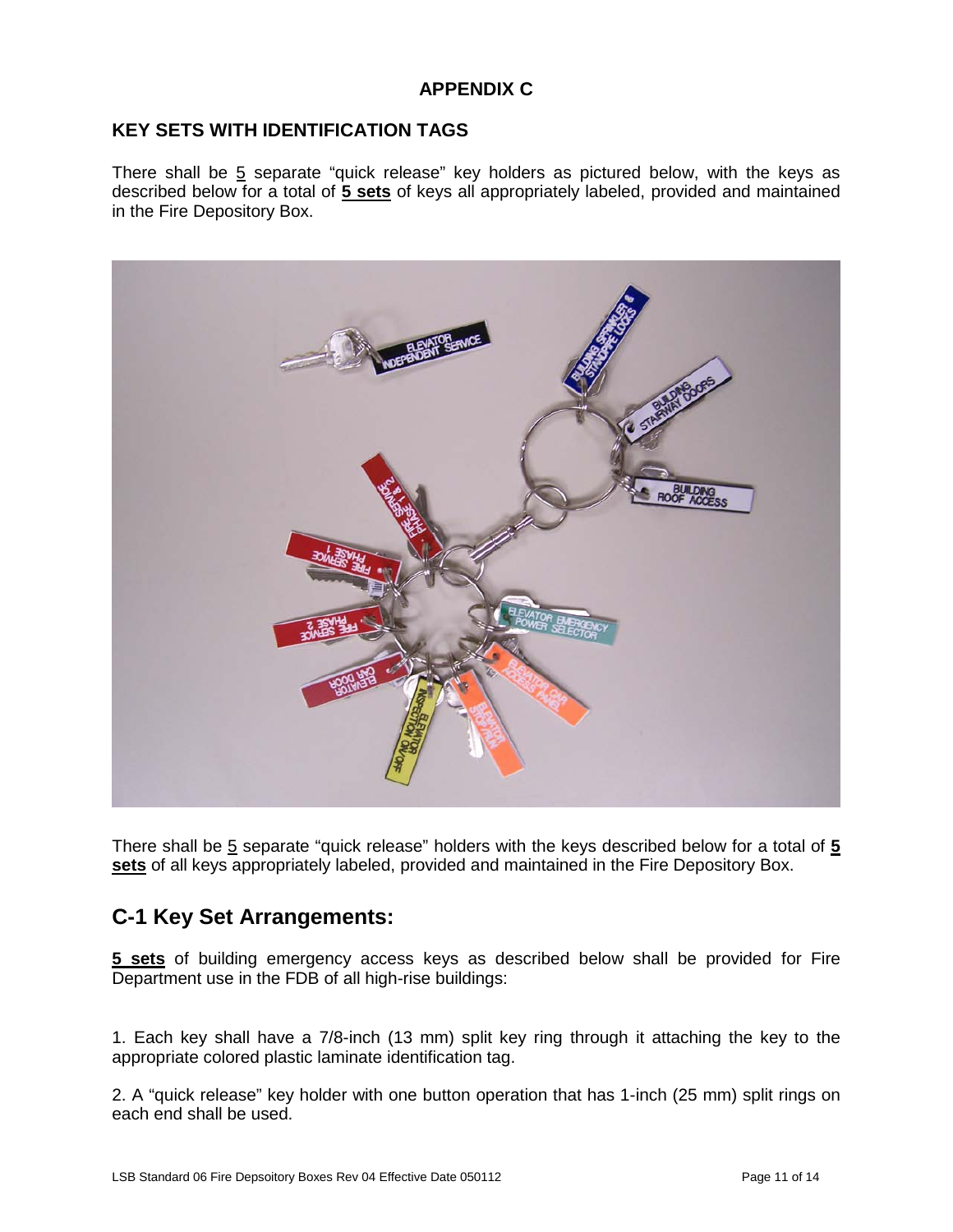## APPENDIX C

### KEY SETS WITH IDENTIFICATION TAGS

There shall be 5 separate "quick release" key holders as pictured below, with the keys as described below for a total of **5 sets** of keys all appropriately labeled, provided and maintained in the Fire Depository Box.

There shall be 5 separate "quick release" holders with the keys described below for a total of **5 sets** of all keys appropriately labeled, provided and maintained in the Fire Depository Box.

## C-1 Key Set Arrangements:

**5 sets** of building emergency access keys as described below shall be provided for Fire Department use in the FDB of all high-rise buildings:

1. Each key shall have a 7/8-inch (13 mm) split key ring through it attaching the key to the appropriate colored plastic laminate identification tag.

2. A "quick release" key holder with one button operation that has 1-inch (25 mm) split rings on each end shall be used.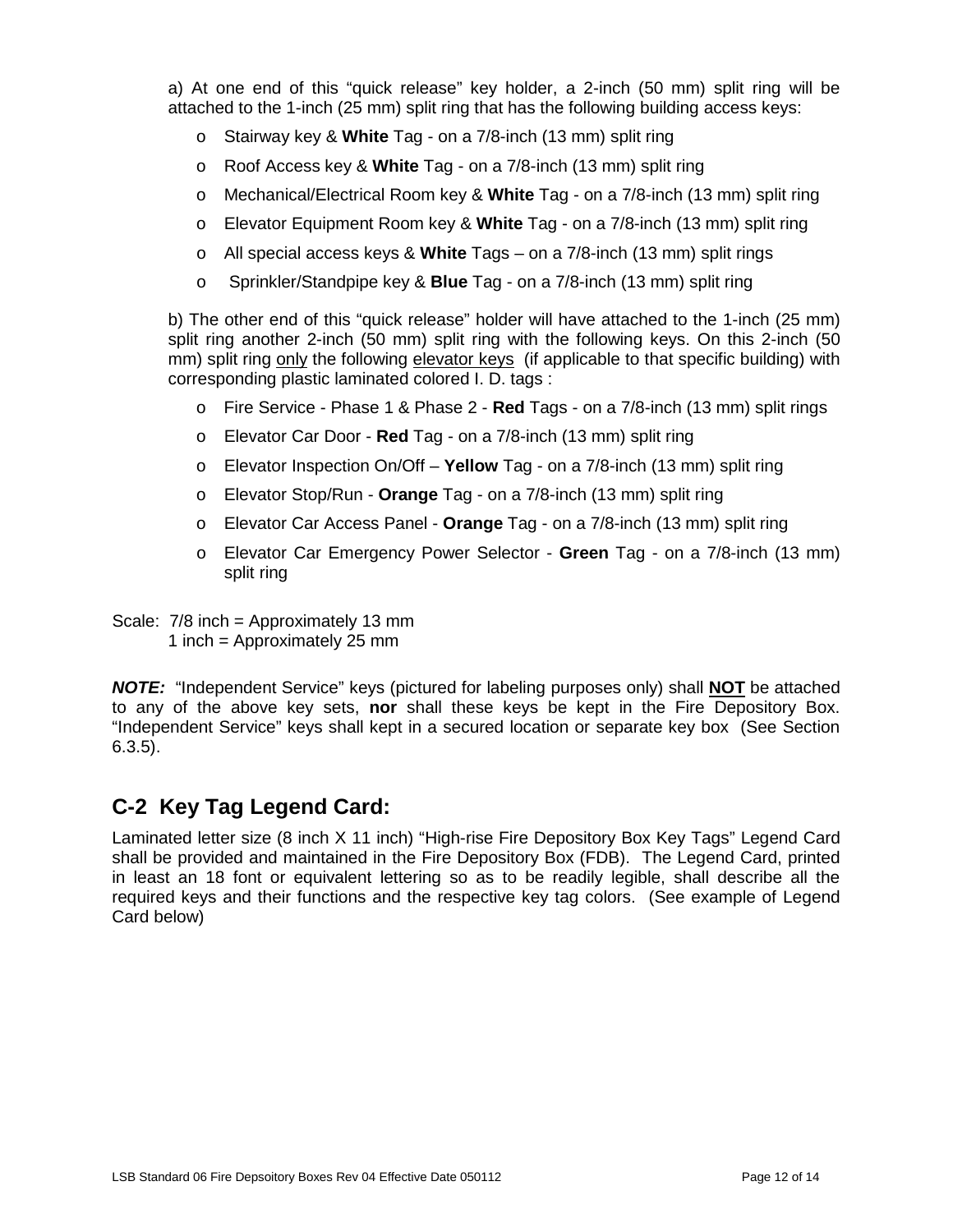a) At one end of this “quick release” key holder, a 2-inch (50 mm) split ring will be attached to the 1-inch (25 mm) split ring that has the following building access keys:

- Stairway key & **White** Tag - on a 7/8-inch (13 mm) split ring
- Roof Access key & **White** Tag - on a 7/8-inch (13 mm) split ring
- Mechanical/Electrical Room key & **White** Tag - on a 7/8-inch (13 mm) split ring
- Elevator Equipment Room key & **White** Tag - on a 7/8-inch (13 mm) split ring
- All special access keys & **White** Tags – on a 7/8-inch (13 mm) split rings
- Sprinkler/Standpipe key & **Blue** Tag - on a 7/8-inch (13 mm) split ring

b) The other end of this “quick release” holder will have attached to the 1-inch (25 mm) split ring another 2-inch (50 mm) split ring with the following keys. On this 2-inch (50 mm) split ring only the following elevator keys (if applicable to that specific building) with corresponding plastic laminated colored I. D. tags :

- Fire Service - Phase 1 & Phase 2 - **Red** Tags - on a 7/8-inch (13 mm) split rings
- Elevator Car Door - **Red** Tag - on a 7/8-inch (13 mm) split ring
- Elevator Inspection On/Off – **Yellow** Tag - on a 7/8-inch (13 mm) split ring
- Elevator Stop/Run - **Orange** Tag - on a 7/8-inch (13 mm) split ring
- Elevator Car Access Panel - **Orange** Tag - on a 7/8-inch (13 mm) split ring
- Elevator Car Emergency Power Selector - **Green** Tag - on a 7/8-inch (13 mm) split ring

Scale: 7/8 inch = Approximately 13 mm
1 inch = Approximately 25 mm

***NOTE:*** “Independent Service” keys (pictured for labeling purposes only) shall **NOT** be attached to any of the above key sets, **nor** shall these keys be kept in the Fire Depository Box. “Independent Service” keys shall kept in a secured location or separate key box (See Section 6.3.5).

## C-2 Key Tag Legend Card:

Laminated letter size (8 inch X 11 inch) “High-rise Fire Depository Box Key Tags” Legend Card shall be provided and maintained in the Fire Depository Box (FDB). The Legend Card, printed in least an 18 font or equivalent lettering so as to be readily legible, shall describe all the required keys and their functions and the respective key tag colors. (See example of Legend Card below)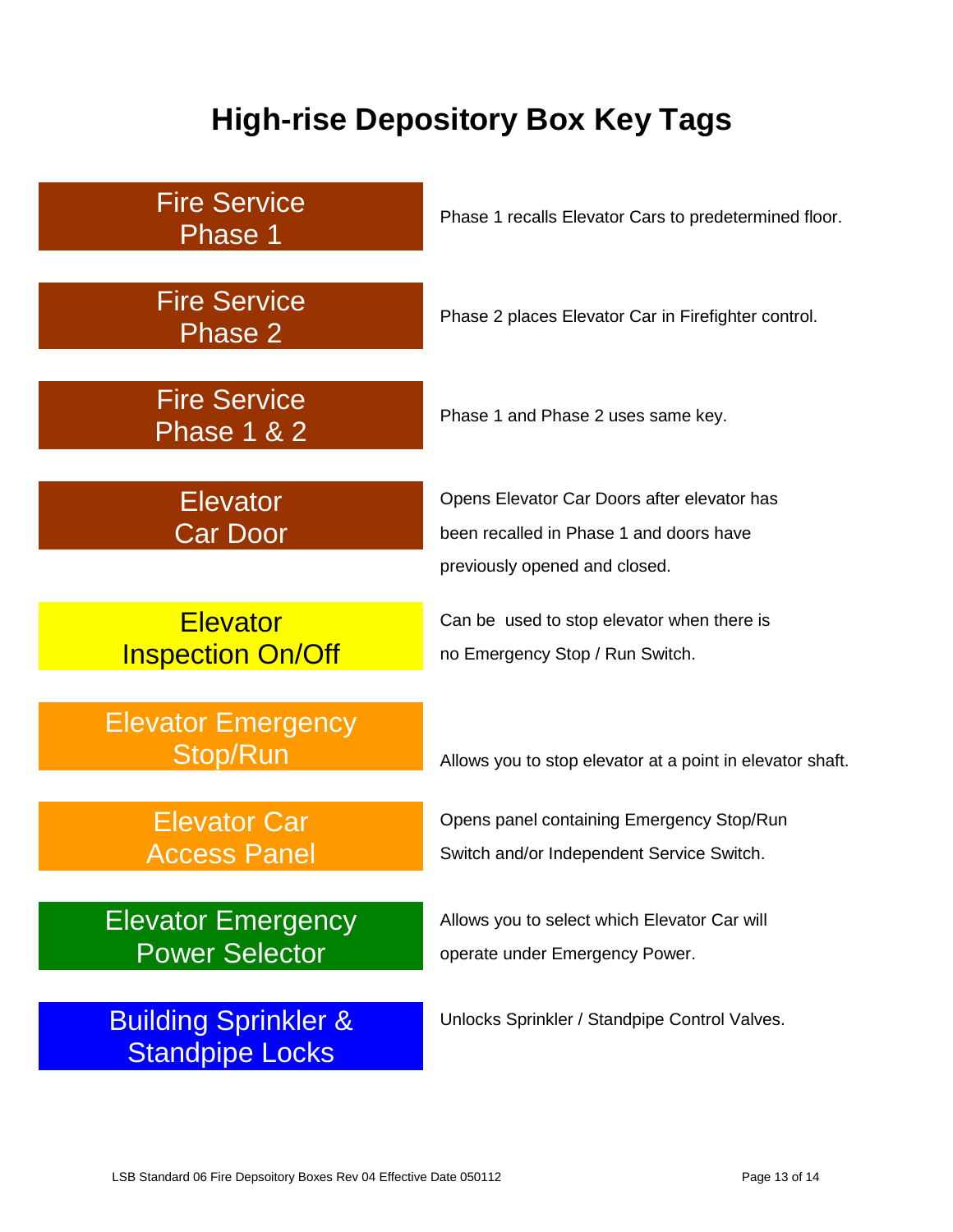# High-rise Depository Box Key Tags

| Key Tag | Description |
| --- | --- |
| Fire Service Phase 1 | Phase 1 recalls Elevator Cars to predetermined floor. |
| Fire Service Phase 2 | Phase 2 places Elevator Car in Firefighter control. |
| Fire Service Phase 1 & 2 | Phase 1 and Phase 2 uses same key. |
| Elevator Car Door | Opens Elevator Car Doors after elevator has been recalled in Phase 1 and doors have previously opened and closed. |
| Elevator Inspection On/Off | Can be used to stop elevator when there is no Emergency Stop / Run Switch. |
| Elevator Emergency Stop/Run | Allows you to stop elevator at a point in elevator shaft. |
| Elevator Car Access Panel | Opens panel containing Emergency Stop/Run Switch and/or Independent Service Switch. |
| Elevator Emergency Power Selector | Allows you to select which Elevator Car will operate under Emergency Power. |
| Building Sprinkler & Standpipe Locks | Unlocks Sprinkler / Standpipe Control Valves. |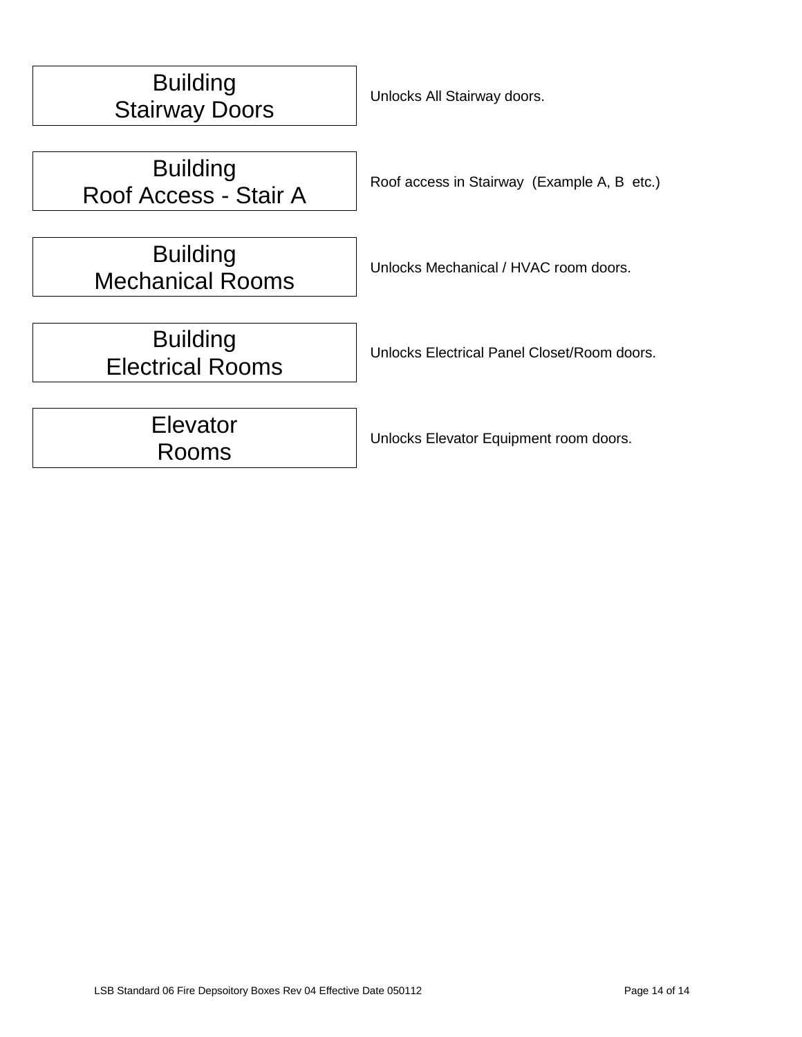| Label | Description |
|---|---|
| Building<br>Stairway Doors | Unlocks All Stairway doors. |
| Building<br>Roof Access - Stair A | Roof access in Stairway (Example A, B etc.) |
| Building<br>Mechanical Rooms | Unlocks Mechanical / HVAC room doors. |
| Building<br>Electrical Rooms | Unlocks Electrical Panel Closet/Room doors. |
| Elevator<br>Rooms | Unlocks Elevator Equipment room doors. |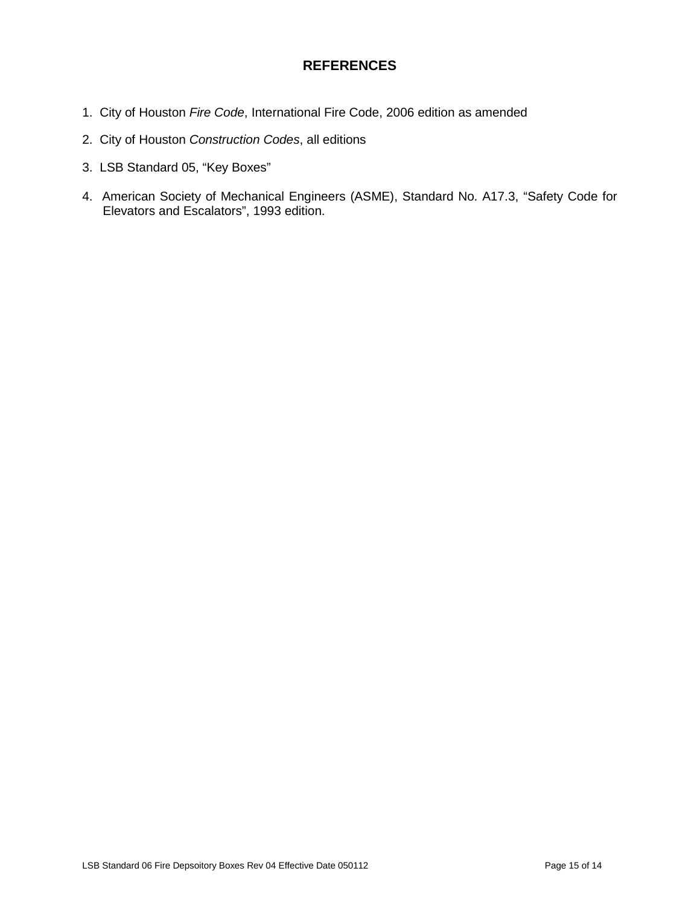## REFERENCES

1. City of Houston *Fire Code*, International Fire Code, 2006 edition as amended
2. City of Houston *Construction Codes*, all editions
3. LSB Standard 05, "Key Boxes"
4. American Society of Mechanical Engineers (ASME), Standard No. A17.3, "Safety Code for Elevators and Escalators", 1993 edition.